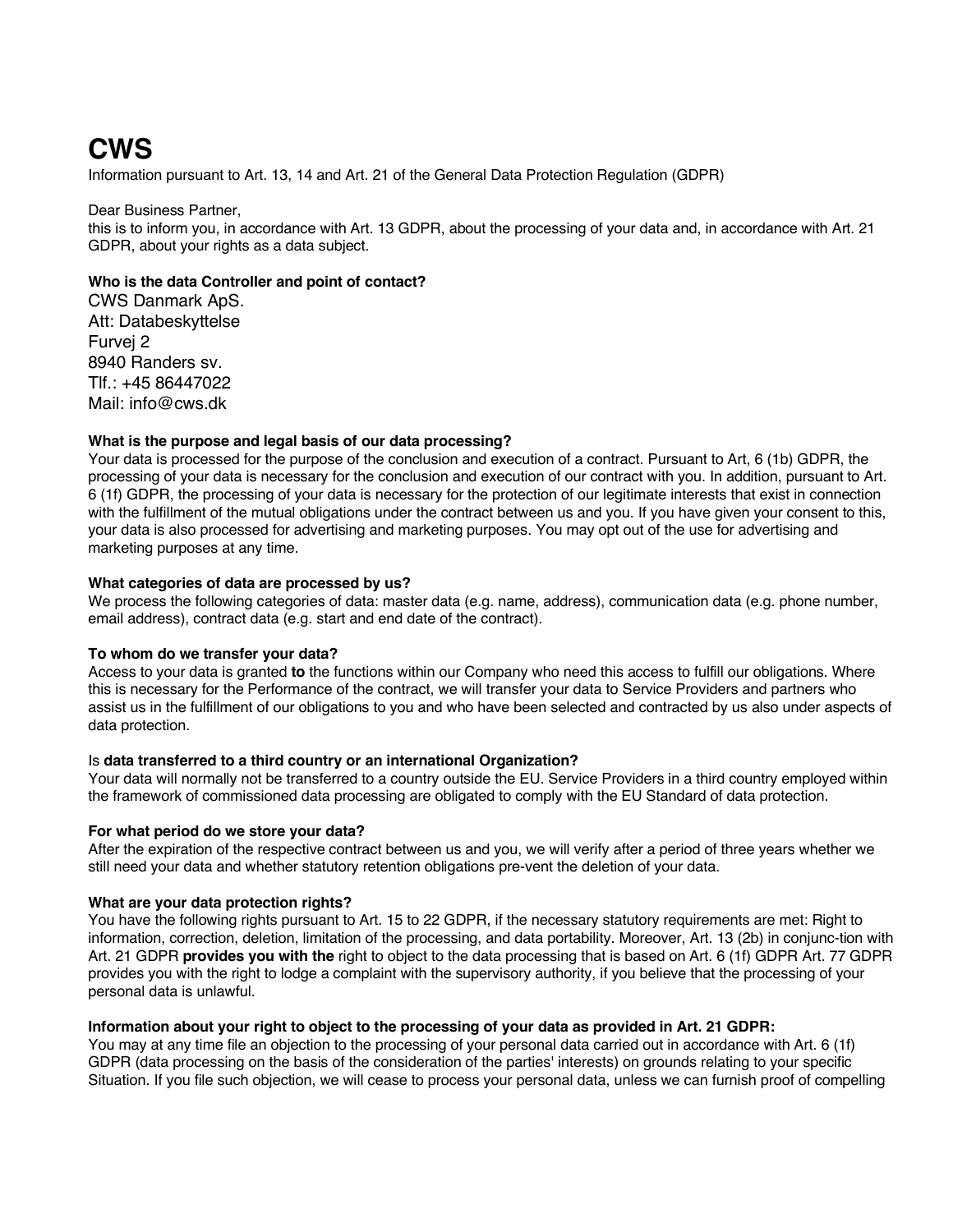# CWS

Information pursuant to Art. 13, 14 and Art. 21 of the General Data Protection Regulation (GDPR)

Dear Business Partner,
this is to inform you, in accordance with Art. 13 GDPR, about the processing of your data and, in accordance with Art. 21 GDPR, about your rights as a data subject.

**Who is the data Controller and point of contact?**

CWS Danmark ApS.
Att: Databeskyttelse
Furvej 2
8940 Randers sv.
Tlf.: +45 86447022
Mail: info@cws.dk

**What is the purpose and legal basis of our data processing?**

Your data is processed for the purpose of the conclusion and execution of a contract. Pursuant to Art, 6 (1b) GDPR, the processing of your data is necessary for the conclusion and execution of our contract with you. In addition, pursuant to Art. 6 (1f) GDPR, the processing of your data is necessary for the protection of our legitimate interests that exist in connection with the fulfillment of the mutual obligations under the contract between us and you. If you have given your consent to this, your data is also processed for advertising and marketing purposes. You may opt out of the use for advertising and marketing purposes at any time.

**What categories of data are processed by us?**

We process the following categories of data: master data (e.g. name, address), communication data (e.g. phone number, email address), contract data (e.g. start and end date of the contract).

**To whom do we transfer your data?**

Access to your data is granted **to** the functions within our Company who need this access to fulfill our obligations. Where this is necessary for the Performance of the contract, we will transfer your data to Service Providers and partners who assist us in the fulfillment of our obligations to you and who have been selected and contracted by us also under aspects of data protection.

Is **data transferred to a third country or an international Organization?**

Your data will normally not be transferred to a country outside the EU. Service Providers in a third country employed within the framework of commissioned data processing are obligated to comply with the EU Standard of data protection.

**For what period do we store your data?**

After the expiration of the respective contract between us and you, we will verify after a period of three years whether we still need your data and whether statutory retention obligations pre-vent the deletion of your data.

**What are your data protection rights?**

You have the following rights pursuant to Art. 15 to 22 GDPR, if the necessary statutory requirements are met: Right to information, correction, deletion, limitation of the processing, and data portability. Moreover, Art. 13 (2b) in conjunc-tion with Art. 21 GDPR **provides you with the** right to object to the data processing that is based on Art. 6 (1f) GDPR Art. 77 GDPR provides you with the right to lodge a complaint with the supervisory authority, if you believe that the processing of your personal data is unlawful.

**Information about your right to object to the processing of your data as provided in Art. 21 GDPR:**

You may at any time file an objection to the processing of your personal data carried out in accordance with Art. 6 (1f) GDPR (data processing on the basis of the consideration of the parties' interests) on grounds relating to your specific Situation. If you file such objection, we will cease to process your personal data, unless we can furnish proof of compelling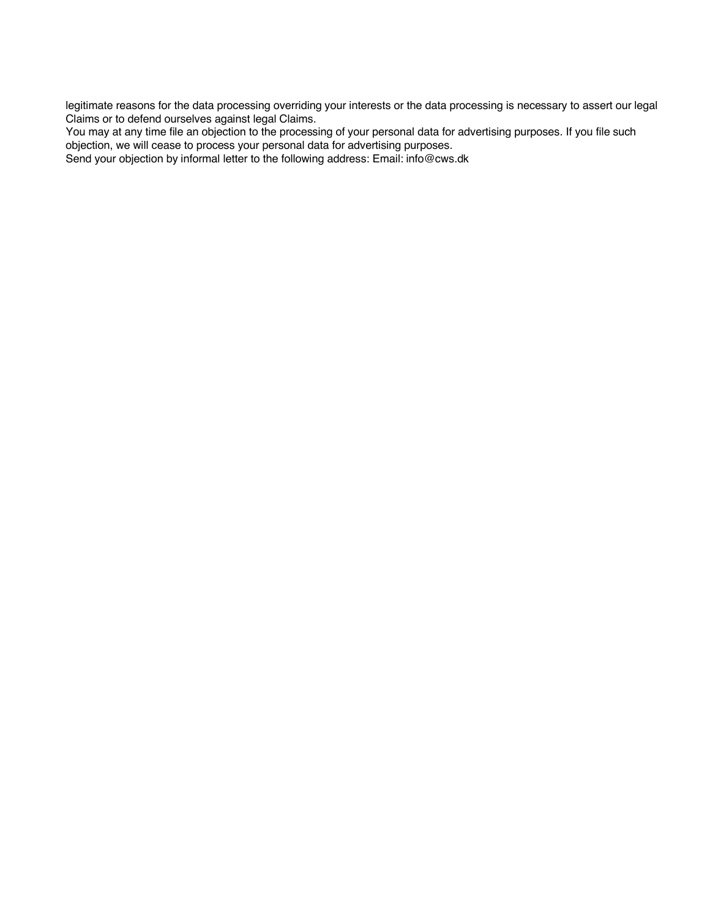legitimate reasons for the data processing overriding your interests or the data processing is necessary to assert our legal Claims or to defend ourselves against legal Claims.

You may at any time file an objection to the processing of your personal data for advertising purposes. If you file such objection, we will cease to process your personal data for advertising purposes.

Send your objection by informal letter to the following address: Email: info@cws.dk